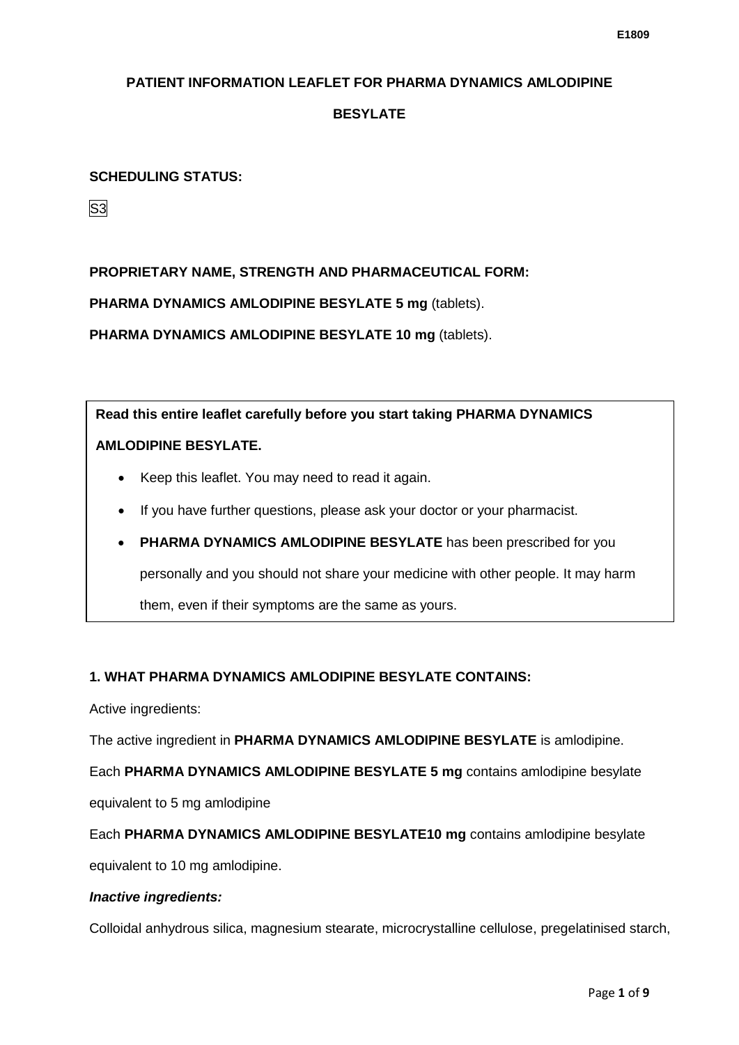# PATIENT INFORMATION LEAFLET FOR PHARMA DYNAMICS AMLODIPINE BESYLATE

**SCHEDULING STATUS:**

S3

**PROPRIETARY NAME, STRENGTH AND PHARMACEUTICAL FORM:**

**PHARMA DYNAMICS AMLODIPINE BESYLATE 5 mg** (tablets).

**PHARMA DYNAMICS AMLODIPINE BESYLATE 10 mg** (tablets).

**Read this entire leaflet carefully before you start taking PHARMA DYNAMICS AMLODIPINE BESYLATE.**

- Keep this leaflet. You may need to read it again.
- If you have further questions, please ask your doctor or your pharmacist.
- **PHARMA DYNAMICS AMLODIPINE BESYLATE** has been prescribed for you personally and you should not share your medicine with other people. It may harm them, even if their symptoms are the same as yours.

## 1. WHAT PHARMA DYNAMICS AMLODIPINE BESYLATE CONTAINS:

Active ingredients:

The active ingredient in **PHARMA DYNAMICS AMLODIPINE BESYLATE** is amlodipine.

Each **PHARMA DYNAMICS AMLODIPINE BESYLATE 5 mg** contains amlodipine besylate equivalent to 5 mg amlodipine

Each **PHARMA DYNAMICS AMLODIPINE BESYLATE10 mg** contains amlodipine besylate equivalent to 10 mg amlodipine.

***Inactive ingredients:***

Colloidal anhydrous silica, magnesium stearate, microcrystalline cellulose, pregelatinised starch,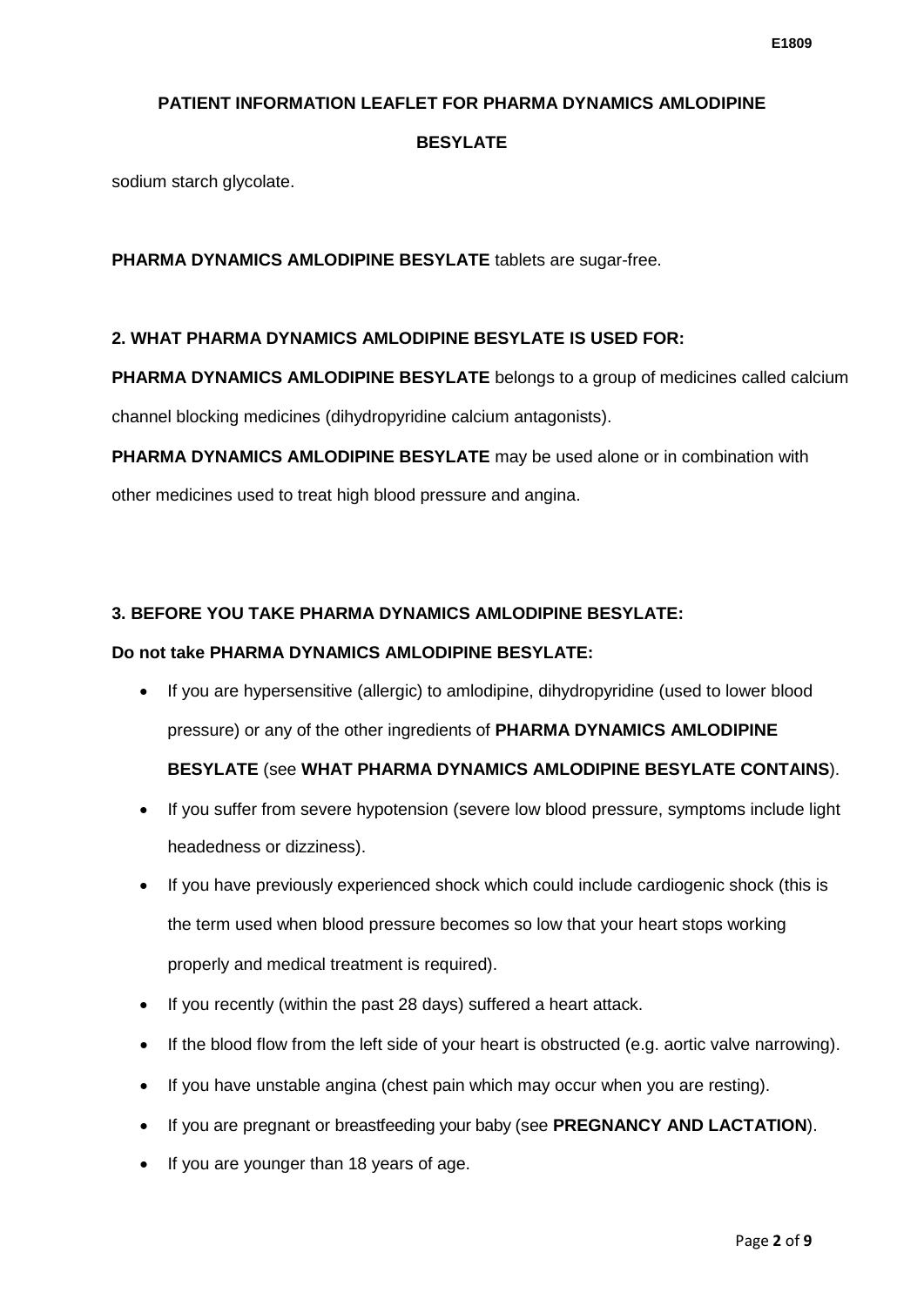sodium starch glycolate.

**PHARMA DYNAMICS AMLODIPINE BESYLATE** tablets are sugar-free.

## 2. WHAT PHARMA DYNAMICS AMLODIPINE BESYLATE IS USED FOR:

**PHARMA DYNAMICS AMLODIPINE BESYLATE** belongs to a group of medicines called calcium channel blocking medicines (dihydropyridine calcium antagonists).

**PHARMA DYNAMICS AMLODIPINE BESYLATE** may be used alone or in combination with other medicines used to treat high blood pressure and angina.

## 3. BEFORE YOU TAKE PHARMA DYNAMICS AMLODIPINE BESYLATE:

**Do not take PHARMA DYNAMICS AMLODIPINE BESYLATE:**

- If you are hypersensitive (allergic) to amlodipine, dihydropyridine (used to lower blood pressure) or any of the other ingredients of **PHARMA DYNAMICS AMLODIPINE BESYLATE** (see **WHAT PHARMA DYNAMICS AMLODIPINE BESYLATE CONTAINS**).
- If you suffer from severe hypotension (severe low blood pressure, symptoms include light headedness or dizziness).
- If you have previously experienced shock which could include cardiogenic shock (this is the term used when blood pressure becomes so low that your heart stops working properly and medical treatment is required).
- If you recently (within the past 28 days) suffered a heart attack.
- If the blood flow from the left side of your heart is obstructed (e.g. aortic valve narrowing).
- If you have unstable angina (chest pain which may occur when you are resting).
- If you are pregnant or breastfeeding your baby (see **PREGNANCY AND LACTATION**).
- If you are younger than 18 years of age.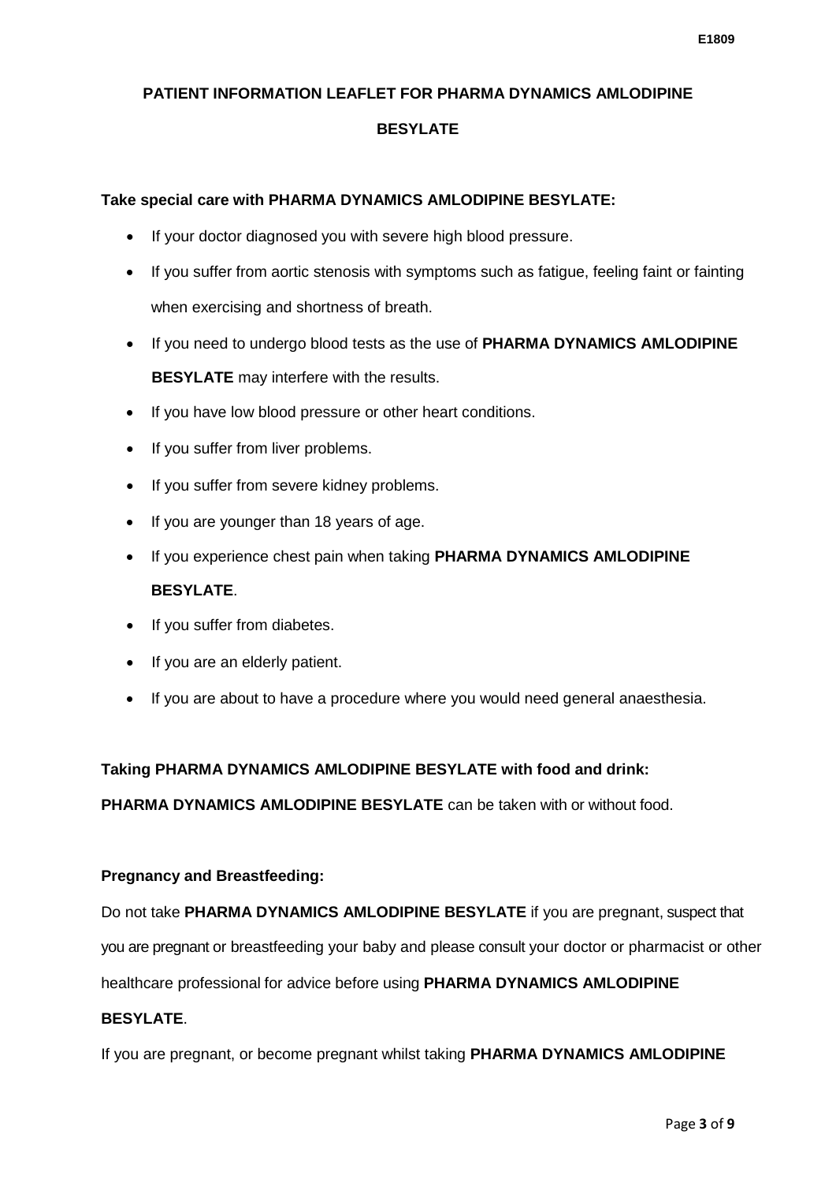# PATIENT INFORMATION LEAFLET FOR PHARMA DYNAMICS AMLODIPINE BESYLATE

**Take special care with PHARMA DYNAMICS AMLODIPINE BESYLATE:**

- If your doctor diagnosed you with severe high blood pressure.
- If you suffer from aortic stenosis with symptoms such as fatigue, feeling faint or fainting when exercising and shortness of breath.
- If you need to undergo blood tests as the use of **PHARMA DYNAMICS AMLODIPINE BESYLATE** may interfere with the results.
- If you have low blood pressure or other heart conditions.
- If you suffer from liver problems.
- If you suffer from severe kidney problems.
- If you are younger than 18 years of age.
- If you experience chest pain when taking **PHARMA DYNAMICS AMLODIPINE BESYLATE**.
- If you suffer from diabetes.
- If you are an elderly patient.
- If you are about to have a procedure where you would need general anaesthesia.

**Taking PHARMA DYNAMICS AMLODIPINE BESYLATE with food and drink:**

**PHARMA DYNAMICS AMLODIPINE BESYLATE** can be taken with or without food.

**Pregnancy and Breastfeeding:**

Do not take **PHARMA DYNAMICS AMLODIPINE BESYLATE** if you are pregnant, suspect that you are pregnant or breastfeeding your baby and please consult your doctor or pharmacist or other healthcare professional for advice before using **PHARMA DYNAMICS AMLODIPINE BESYLATE**.

If you are pregnant, or become pregnant whilst taking **PHARMA DYNAMICS AMLODIPINE**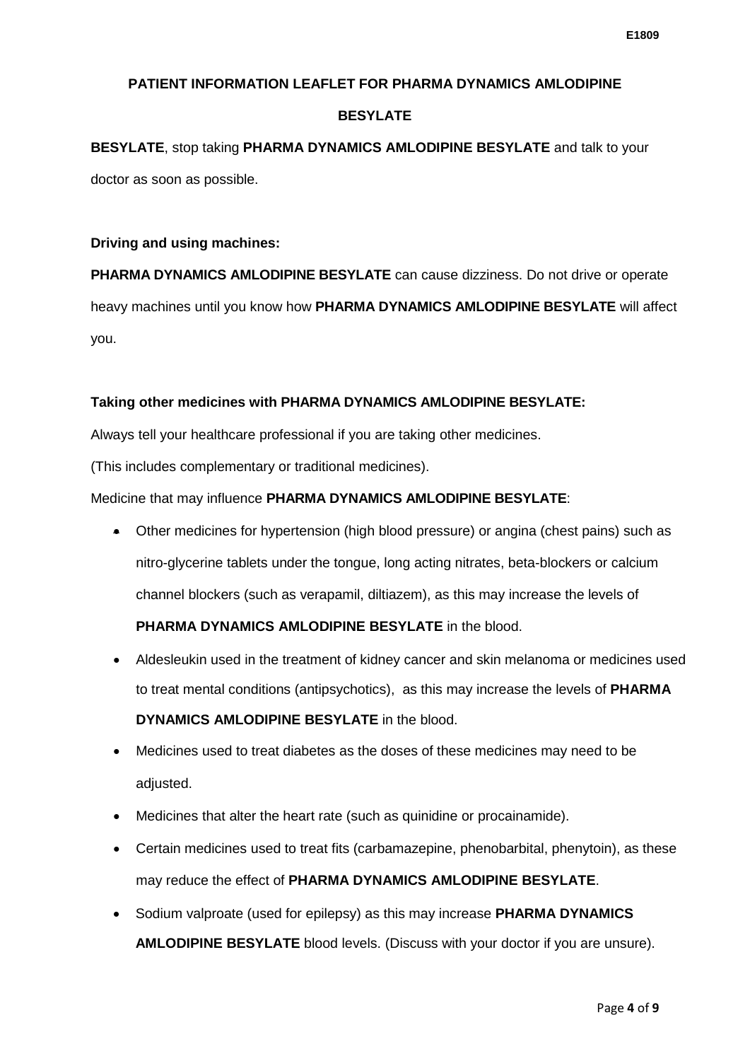**BESYLATE**, stop taking **PHARMA DYNAMICS AMLODIPINE BESYLATE** and talk to your doctor as soon as possible.

**Driving and using machines:**

**PHARMA DYNAMICS AMLODIPINE BESYLATE** can cause dizziness. Do not drive or operate heavy machines until you know how **PHARMA DYNAMICS AMLODIPINE BESYLATE** will affect you.

**Taking other medicines with PHARMA DYNAMICS AMLODIPINE BESYLATE:**

Always tell your healthcare professional if you are taking other medicines.

(This includes complementary or traditional medicines).

Medicine that may influence **PHARMA DYNAMICS AMLODIPINE BESYLATE**:

- Other medicines for hypertension (high blood pressure) or angina (chest pains) such as nitro-glycerine tablets under the tongue, long acting nitrates, beta-blockers or calcium channel blockers (such as verapamil, diltiazem), as this may increase the levels of **PHARMA DYNAMICS AMLODIPINE BESYLATE** in the blood.
- Aldesleukin used in the treatment of kidney cancer and skin melanoma or medicines used to treat mental conditions (antipsychotics), as this may increase the levels of **PHARMA DYNAMICS AMLODIPINE BESYLATE** in the blood.
- Medicines used to treat diabetes as the doses of these medicines may need to be adjusted.
- Medicines that alter the heart rate (such as quinidine or procainamide).
- Certain medicines used to treat fits (carbamazepine, phenobarbital, phenytoin), as these may reduce the effect of **PHARMA DYNAMICS AMLODIPINE BESYLATE**.
- Sodium valproate (used for epilepsy) as this may increase **PHARMA DYNAMICS AMLODIPINE BESYLATE** blood levels. (Discuss with your doctor if you are unsure).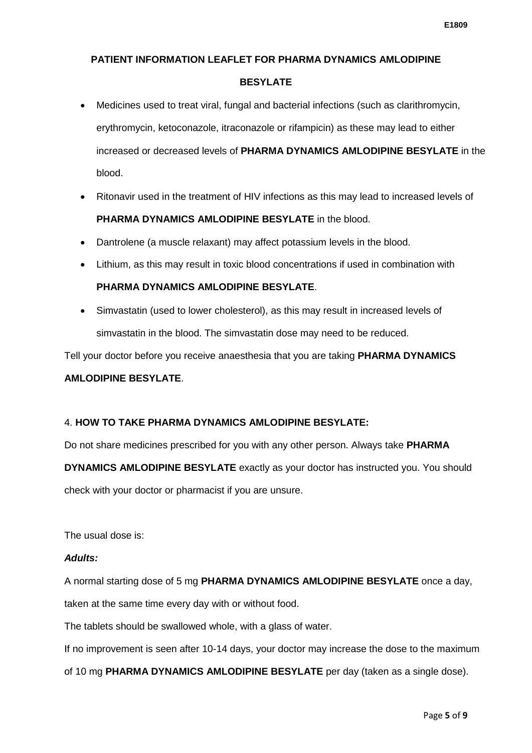- Medicines used to treat viral, fungal and bacterial infections (such as clarithromycin, erythromycin, ketoconazole, itraconazole or rifampicin) as these may lead to either increased or decreased levels of **PHARMA DYNAMICS AMLODIPINE BESYLATE** in the blood.
- Ritonavir used in the treatment of HIV infections as this may lead to increased levels of **PHARMA DYNAMICS AMLODIPINE BESYLATE** in the blood.
- Dantrolene (a muscle relaxant) may affect potassium levels in the blood.
- Lithium, as this may result in toxic blood concentrations if used in combination with **PHARMA DYNAMICS AMLODIPINE BESYLATE**.
- Simvastatin (used to lower cholesterol), as this may result in increased levels of simvastatin in the blood. The simvastatin dose may need to be reduced.

Tell your doctor before you receive anaesthesia that you are taking **PHARMA DYNAMICS AMLODIPINE BESYLATE**.

## 4. HOW TO TAKE PHARMA DYNAMICS AMLODIPINE BESYLATE:

Do not share medicines prescribed for you with any other person. Always take **PHARMA DYNAMICS AMLODIPINE BESYLATE** exactly as your doctor has instructed you. You should check with your doctor or pharmacist if you are unsure.

The usual dose is:

***Adults:***

A normal starting dose of 5 mg **PHARMA DYNAMICS AMLODIPINE BESYLATE** once a day, taken at the same time every day with or without food.

The tablets should be swallowed whole, with a glass of water.

If no improvement is seen after 10-14 days, your doctor may increase the dose to the maximum of 10 mg **PHARMA DYNAMICS AMLODIPINE BESYLATE** per day (taken as a single dose).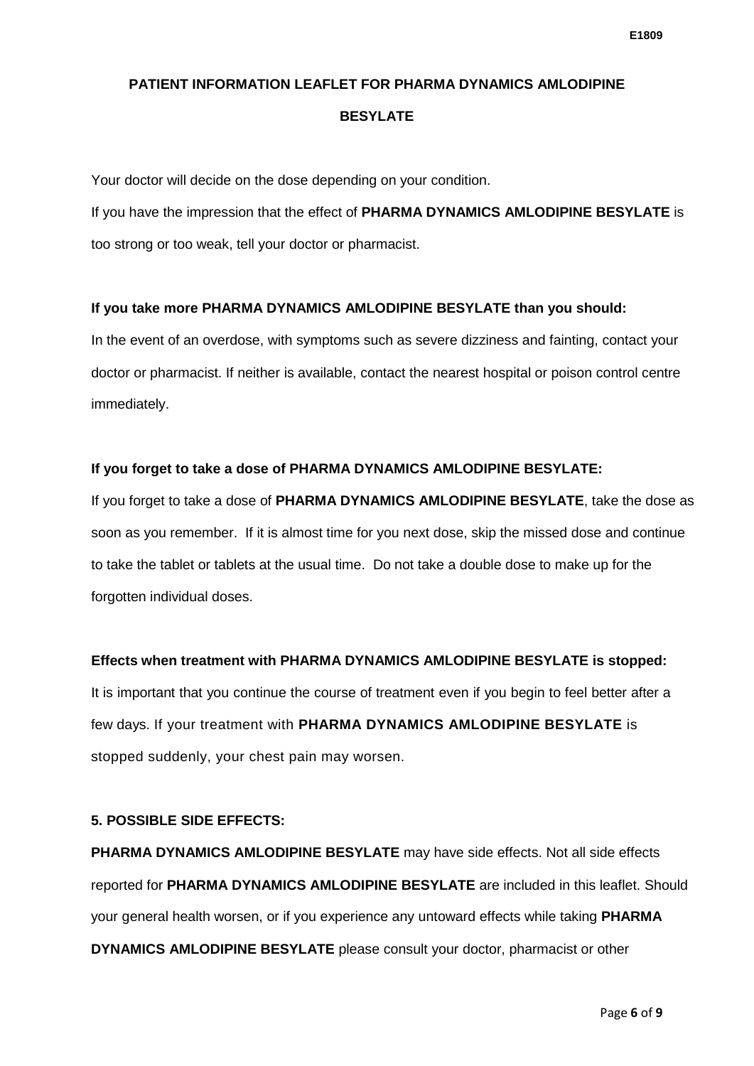Your doctor will decide on the dose depending on your condition.

If you have the impression that the effect of **PHARMA DYNAMICS AMLODIPINE BESYLATE** is too strong or too weak, tell your doctor or pharmacist.

**If you take more PHARMA DYNAMICS AMLODIPINE BESYLATE than you should:**

In the event of an overdose, with symptoms such as severe dizziness and fainting, contact your doctor or pharmacist. If neither is available, contact the nearest hospital or poison control centre immediately.

**If you forget to take a dose of PHARMA DYNAMICS AMLODIPINE BESYLATE:**

If you forget to take a dose of **PHARMA DYNAMICS AMLODIPINE BESYLATE**, take the dose as soon as you remember. If it is almost time for you next dose, skip the missed dose and continue to take the tablet or tablets at the usual time. Do not take a double dose to make up for the forgotten individual doses.

**Effects when treatment with PHARMA DYNAMICS AMLODIPINE BESYLATE is stopped:**

It is important that you continue the course of treatment even if you begin to feel better after a few days. If your treatment with **PHARMA DYNAMICS AMLODIPINE BESYLATE** is stopped suddenly, your chest pain may worsen.

## 5. POSSIBLE SIDE EFFECTS:

**PHARMA DYNAMICS AMLODIPINE BESYLATE** may have side effects. Not all side effects reported for **PHARMA DYNAMICS AMLODIPINE BESYLATE** are included in this leaflet. Should your general health worsen, or if you experience any untoward effects while taking **PHARMA DYNAMICS AMLODIPINE BESYLATE** please consult your doctor, pharmacist or other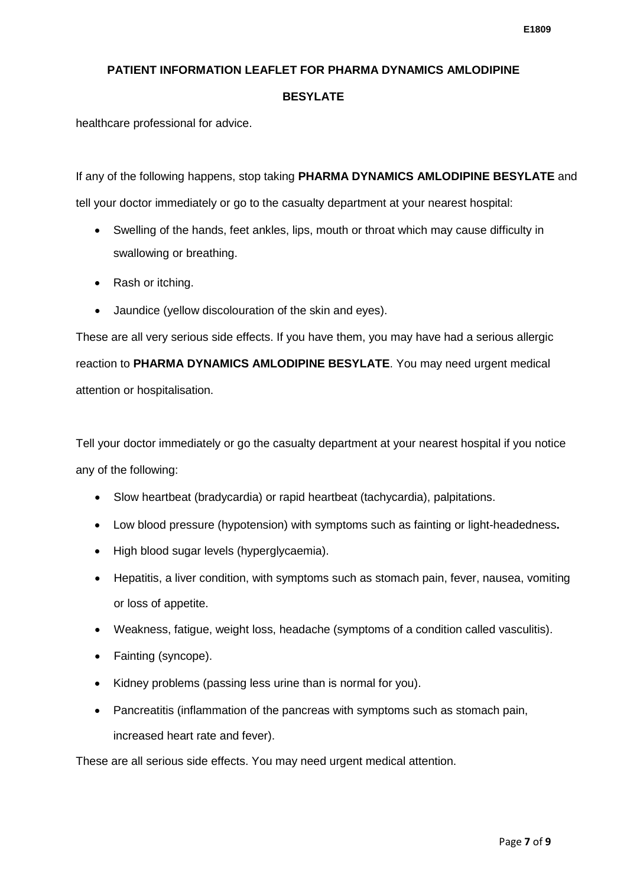healthcare professional for advice.

If any of the following happens, stop taking **PHARMA DYNAMICS AMLODIPINE BESYLATE** and tell your doctor immediately or go to the casualty department at your nearest hospital:

- Swelling of the hands, feet ankles, lips, mouth or throat which may cause difficulty in swallowing or breathing.
- Rash or itching.
- Jaundice (yellow discolouration of the skin and eyes).

These are all very serious side effects. If you have them, you may have had a serious allergic reaction to **PHARMA DYNAMICS AMLODIPINE BESYLATE**. You may need urgent medical attention or hospitalisation.

Tell your doctor immediately or go the casualty department at your nearest hospital if you notice any of the following:

- Slow heartbeat (bradycardia) or rapid heartbeat (tachycardia), palpitations.
- Low blood pressure (hypotension) with symptoms such as fainting or light-headedness**.**
- High blood sugar levels (hyperglycaemia).
- Hepatitis, a liver condition, with symptoms such as stomach pain, fever, nausea, vomiting or loss of appetite.
- Weakness, fatigue, weight loss, headache (symptoms of a condition called vasculitis).
- Fainting (syncope).
- Kidney problems (passing less urine than is normal for you).
- Pancreatitis (inflammation of the pancreas with symptoms such as stomach pain, increased heart rate and fever).

These are all serious side effects. You may need urgent medical attention.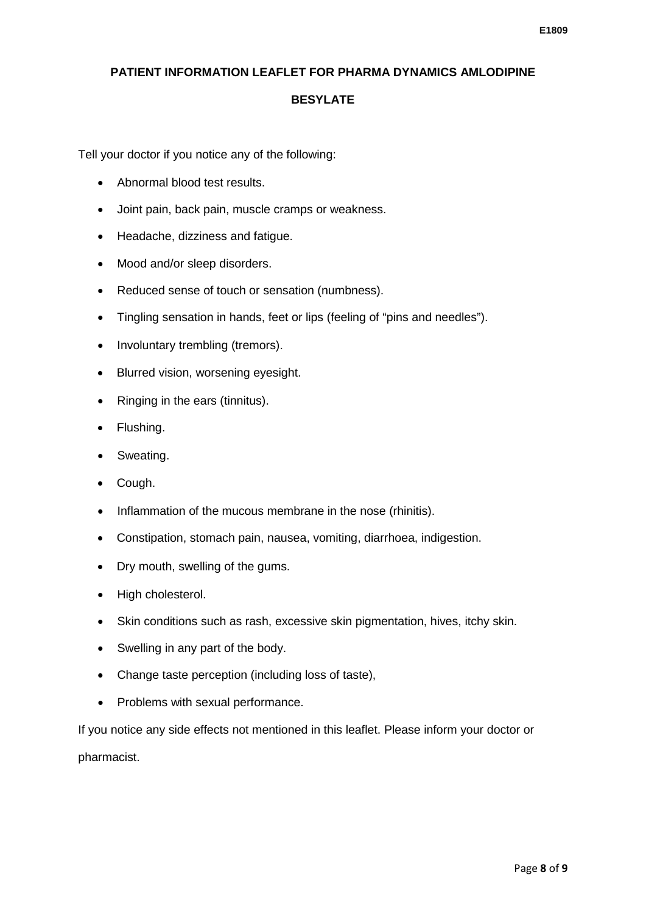**PATIENT INFORMATION LEAFLET FOR PHARMA DYNAMICS AMLODIPINE BESYLATE**

Tell your doctor if you notice any of the following:

- Abnormal blood test results.
- Joint pain, back pain, muscle cramps or weakness.
- Headache, dizziness and fatigue.
- Mood and/or sleep disorders.
- Reduced sense of touch or sensation (numbness).
- Tingling sensation in hands, feet or lips (feeling of "pins and needles").
- Involuntary trembling (tremors).
- Blurred vision, worsening eyesight.
- Ringing in the ears (tinnitus).
- Flushing.
- Sweating.
- Cough.
- Inflammation of the mucous membrane in the nose (rhinitis).
- Constipation, stomach pain, nausea, vomiting, diarrhoea, indigestion.
- Dry mouth, swelling of the gums.
- High cholesterol.
- Skin conditions such as rash, excessive skin pigmentation, hives, itchy skin.
- Swelling in any part of the body.
- Change taste perception (including loss of taste),
- Problems with sexual performance.

If you notice any side effects not mentioned in this leaflet. Please inform your doctor or pharmacist.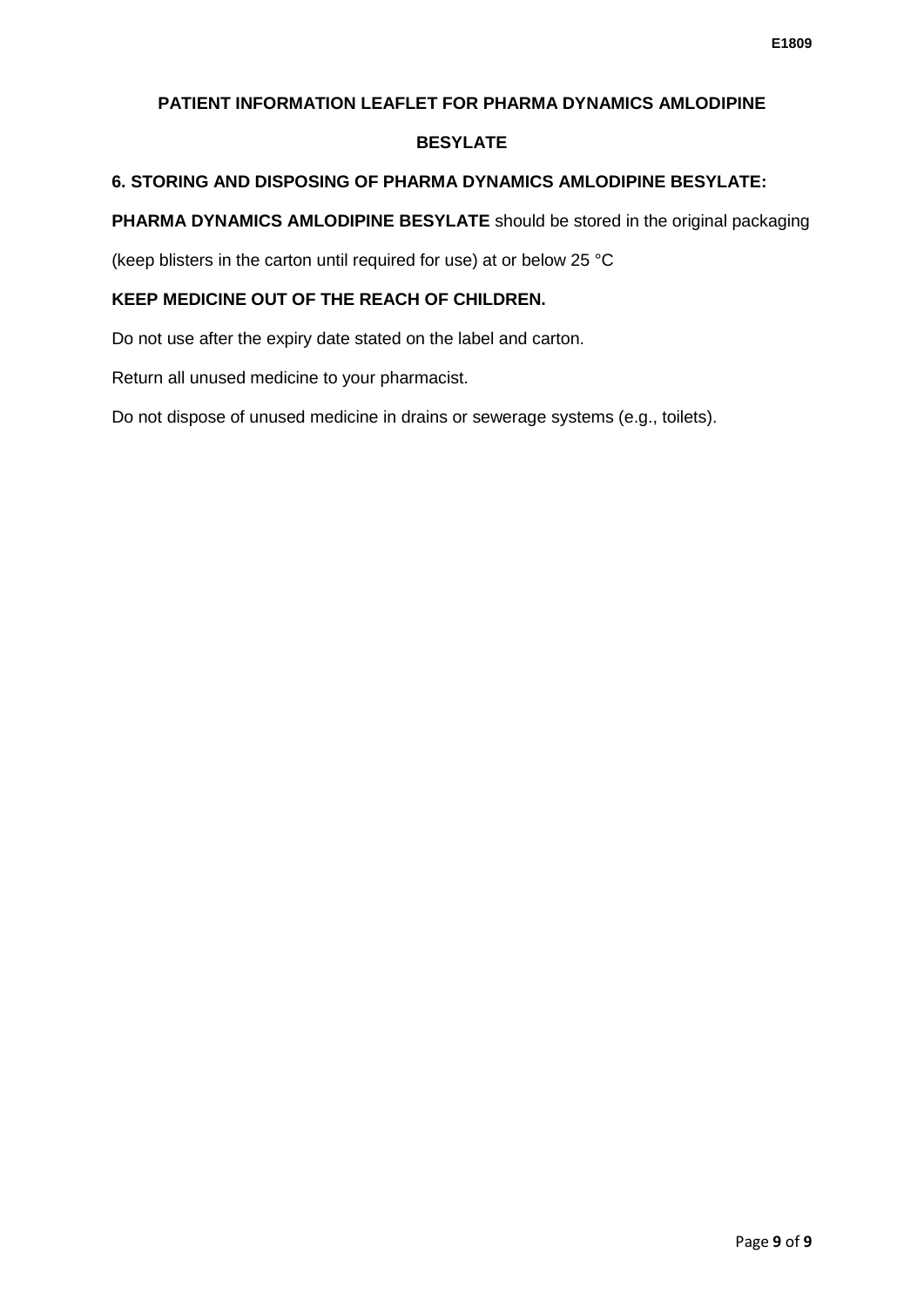## PATIENT INFORMATION LEAFLET FOR PHARMA DYNAMICS AMLODIPINE BESYLATE

### 6. STORING AND DISPOSING OF PHARMA DYNAMICS AMLODIPINE BESYLATE:

**PHARMA DYNAMICS AMLODIPINE BESYLATE** should be stored in the original packaging (keep blisters in the carton until required for use) at or below 25 °C

**KEEP MEDICINE OUT OF THE REACH OF CHILDREN.**

Do not use after the expiry date stated on the label and carton.

Return all unused medicine to your pharmacist.

Do not dispose of unused medicine in drains or sewerage systems (e.g., toilets).